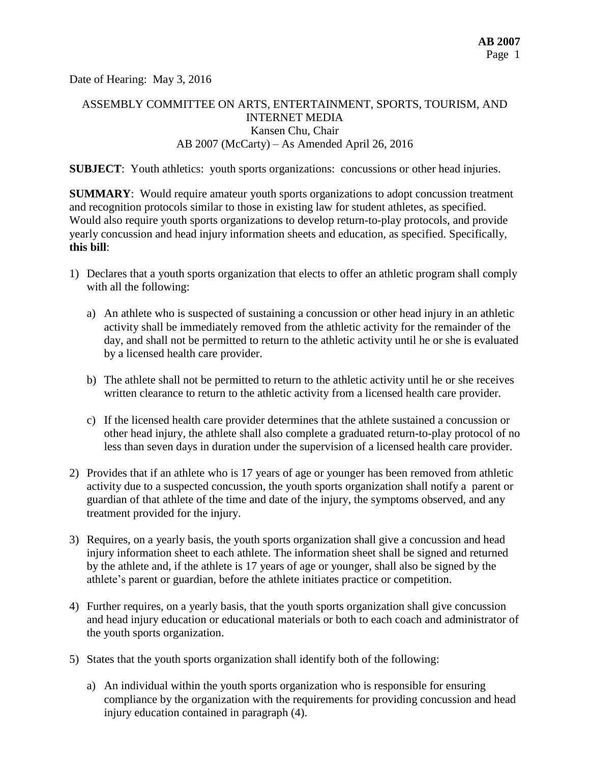Date of Hearing: May 3, 2016

ASSEMBLY COMMITTEE ON ARTS, ENTERTAINMENT, SPORTS, TOURISM, AND INTERNET MEDIA
Kansen Chu, Chair
AB 2007 (McCarty) – As Amended April 26, 2016

**SUBJECT**: Youth athletics: youth sports organizations: concussions or other head injuries.

**SUMMARY**: Would require amateur youth sports organizations to adopt concussion treatment and recognition protocols similar to those in existing law for student athletes, as specified. Would also require youth sports organizations to develop return-to-play protocols, and provide yearly concussion and head injury information sheets and education, as specified. Specifically, **this bill**:

1) Declares that a youth sports organization that elects to offer an athletic program shall comply with all the following:

   a) An athlete who is suspected of sustaining a concussion or other head injury in an athletic activity shall be immediately removed from the athletic activity for the remainder of the day, and shall not be permitted to return to the athletic activity until he or she is evaluated by a licensed health care provider.

   b) The athlete shall not be permitted to return to the athletic activity until he or she receives written clearance to return to the athletic activity from a licensed health care provider.

   c) If the licensed health care provider determines that the athlete sustained a concussion or other head injury, the athlete shall also complete a graduated return-to-play protocol of no less than seven days in duration under the supervision of a licensed health care provider.

2) Provides that if an athlete who is 17 years of age or younger has been removed from athletic activity due to a suspected concussion, the youth sports organization shall notify a parent or guardian of that athlete of the time and date of the injury, the symptoms observed, and any treatment provided for the injury.

3) Requires, on a yearly basis, the youth sports organization shall give a concussion and head injury information sheet to each athlete. The information sheet shall be signed and returned by the athlete and, if the athlete is 17 years of age or younger, shall also be signed by the athlete's parent or guardian, before the athlete initiates practice or competition.

4) Further requires, on a yearly basis, that the youth sports organization shall give concussion and head injury education or educational materials or both to each coach and administrator of the youth sports organization.

5) States that the youth sports organization shall identify both of the following:

   a) An individual within the youth sports organization who is responsible for ensuring compliance by the organization with the requirements for providing concussion and head injury education contained in paragraph (4).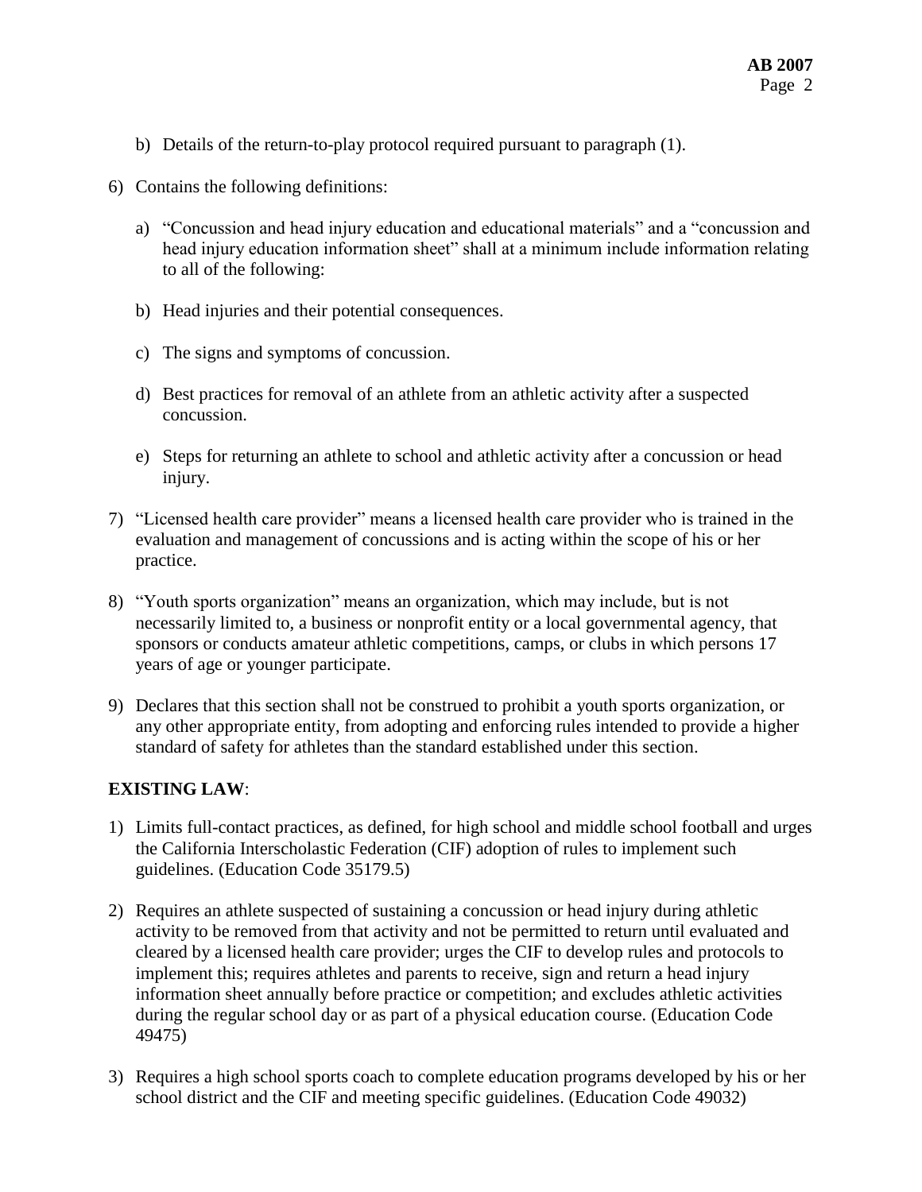b) Details of the return-to-play protocol required pursuant to paragraph (1).

6) Contains the following definitions:

   a) "Concussion and head injury education and educational materials" and a "concussion and head injury education information sheet" shall at a minimum include information relating to all of the following:

   b) Head injuries and their potential consequences.

   c) The signs and symptoms of concussion.

   d) Best practices for removal of an athlete from an athletic activity after a suspected concussion.

   e) Steps for returning an athlete to school and athletic activity after a concussion or head injury.

7) "Licensed health care provider" means a licensed health care provider who is trained in the evaluation and management of concussions and is acting within the scope of his or her practice.

8) "Youth sports organization" means an organization, which may include, but is not necessarily limited to, a business or nonprofit entity or a local governmental agency, that sponsors or conducts amateur athletic competitions, camps, or clubs in which persons 17 years of age or younger participate.

9) Declares that this section shall not be construed to prohibit a youth sports organization, or any other appropriate entity, from adopting and enforcing rules intended to provide a higher standard of safety for athletes than the standard established under this section.

**EXISTING LAW**:

1) Limits full-contact practices, as defined, for high school and middle school football and urges the California Interscholastic Federation (CIF) adoption of rules to implement such guidelines. (Education Code 35179.5)

2) Requires an athlete suspected of sustaining a concussion or head injury during athletic activity to be removed from that activity and not be permitted to return until evaluated and cleared by a licensed health care provider; urges the CIF to develop rules and protocols to implement this; requires athletes and parents to receive, sign and return a head injury information sheet annually before practice or competition; and excludes athletic activities during the regular school day or as part of a physical education course. (Education Code 49475)

3) Requires a high school sports coach to complete education programs developed by his or her school district and the CIF and meeting specific guidelines. (Education Code 49032)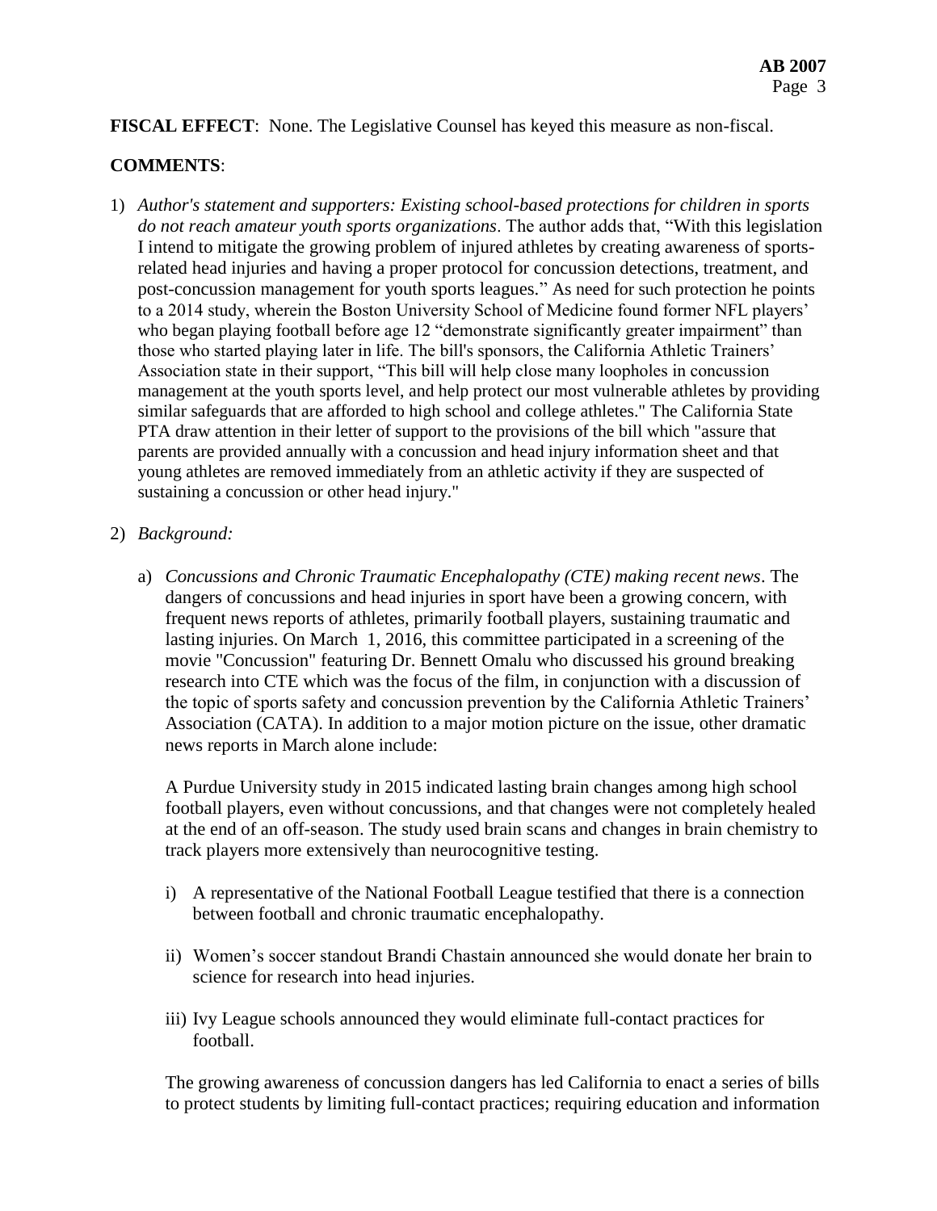**FISCAL EFFECT**: None. The Legislative Counsel has keyed this measure as non-fiscal.

**COMMENTS**:

1) *Author's statement and supporters: Existing school-based protections for children in sports do not reach amateur youth sports organizations*. The author adds that, "With this legislation I intend to mitigate the growing problem of injured athletes by creating awareness of sports-related head injuries and having a proper protocol for concussion detections, treatment, and post-concussion management for youth sports leagues." As need for such protection he points to a 2014 study, wherein the Boston University School of Medicine found former NFL players' who began playing football before age 12 "demonstrate significantly greater impairment" than those who started playing later in life. The bill's sponsors, the California Athletic Trainers' Association state in their support, "This bill will help close many loopholes in concussion management at the youth sports level, and help protect our most vulnerable athletes by providing similar safeguards that are afforded to high school and college athletes." The California State PTA draw attention in their letter of support to the provisions of the bill which "assure that parents are provided annually with a concussion and head injury information sheet and that young athletes are removed immediately from an athletic activity if they are suspected of sustaining a concussion or other head injury."

2) *Background:*

   a) *Concussions and Chronic Traumatic Encephalopathy (CTE) making recent news*. The dangers of concussions and head injuries in sport have been a growing concern, with frequent news reports of athletes, primarily football players, sustaining traumatic and lasting injuries. On March 1, 2016, this committee participated in a screening of the movie "Concussion" featuring Dr. Bennett Omalu who discussed his ground breaking research into CTE which was the focus of the film, in conjunction with a discussion of the topic of sports safety and concussion prevention by the California Athletic Trainers' Association (CATA). In addition to a major motion picture on the issue, other dramatic news reports in March alone include:

      A Purdue University study in 2015 indicated lasting brain changes among high school football players, even without concussions, and that changes were not completely healed at the end of an off-season. The study used brain scans and changes in brain chemistry to track players more extensively than neurocognitive testing.

      i) A representative of the National Football League testified that there is a connection between football and chronic traumatic encephalopathy.

      ii) Women's soccer standout Brandi Chastain announced she would donate her brain to science for research into head injuries.

      iii) Ivy League schools announced they would eliminate full-contact practices for football.

      The growing awareness of concussion dangers has led California to enact a series of bills to protect students by limiting full-contact practices; requiring education and information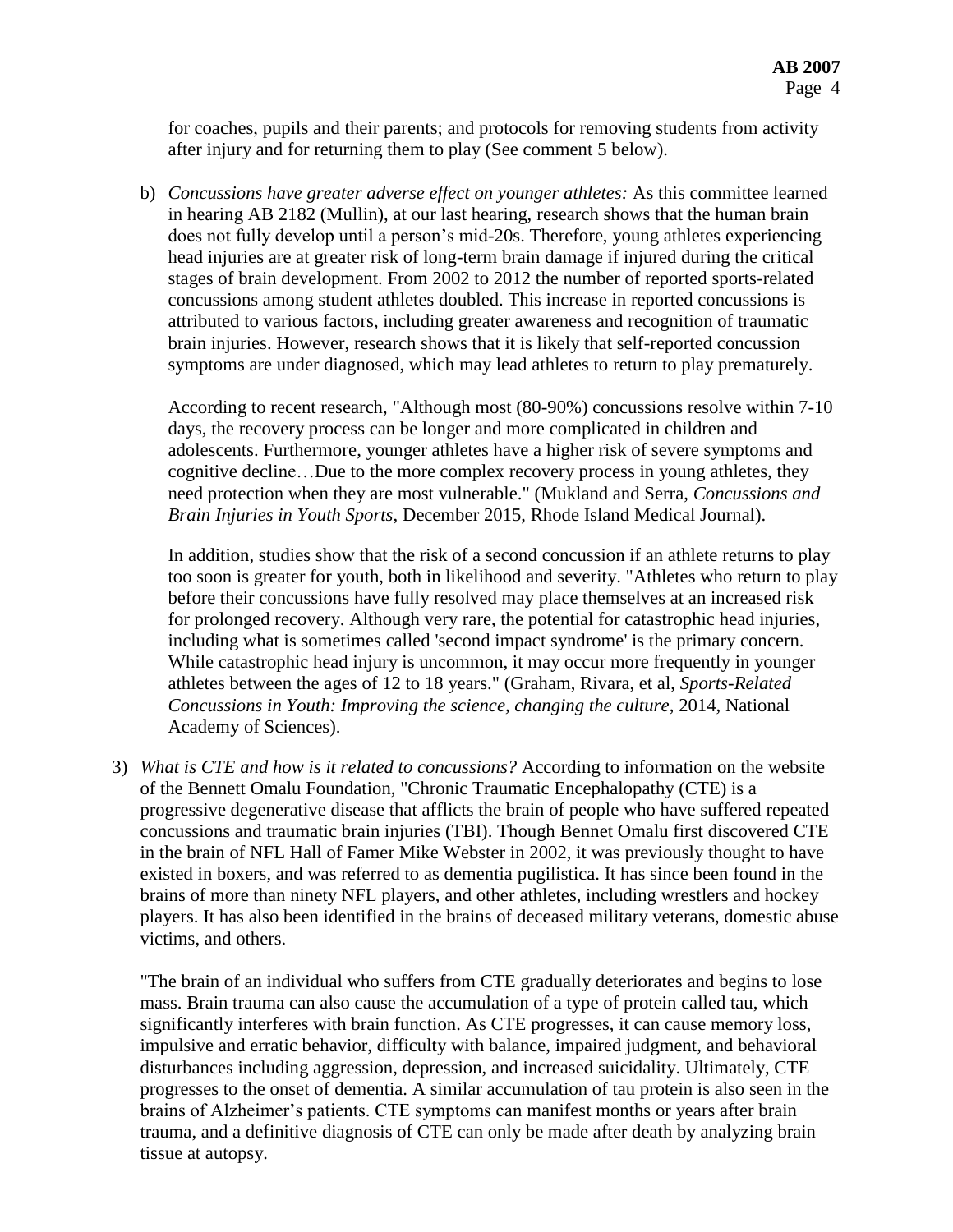for coaches, pupils and their parents; and protocols for removing students from activity after injury and for returning them to play (See comment 5 below).

b) *Concussions have greater adverse effect on younger athletes:* As this committee learned in hearing AB 2182 (Mullin), at our last hearing, research shows that the human brain does not fully develop until a person's mid-20s. Therefore, young athletes experiencing head injuries are at greater risk of long-term brain damage if injured during the critical stages of brain development. From 2002 to 2012 the number of reported sports-related concussions among student athletes doubled. This increase in reported concussions is attributed to various factors, including greater awareness and recognition of traumatic brain injuries. However, research shows that it is likely that self-reported concussion symptoms are under diagnosed, which may lead athletes to return to play prematurely.

   According to recent research, "Although most (80-90%) concussions resolve within 7-10 days, the recovery process can be longer and more complicated in children and adolescents. Furthermore, younger athletes have a higher risk of severe symptoms and cognitive decline…Due to the more complex recovery process in young athletes, they need protection when they are most vulnerable." (Mukland and Serra, *Concussions and Brain Injuries in Youth Sports*, December 2015, Rhode Island Medical Journal).

   In addition, studies show that the risk of a second concussion if an athlete returns to play too soon is greater for youth, both in likelihood and severity. "Athletes who return to play before their concussions have fully resolved may place themselves at an increased risk for prolonged recovery. Although very rare, the potential for catastrophic head injuries, including what is sometimes called 'second impact syndrome' is the primary concern. While catastrophic head injury is uncommon, it may occur more frequently in younger athletes between the ages of 12 to 18 years." (Graham, Rivara, et al, *Sports-Related Concussions in Youth: Improving the science, changing the culture*, 2014, National Academy of Sciences).

3) *What is CTE and how is it related to concussions?* According to information on the website of the Bennett Omalu Foundation, "Chronic Traumatic Encephalopathy (CTE) is a progressive degenerative disease that afflicts the brain of people who have suffered repeated concussions and traumatic brain injuries (TBI). Though Bennet Omalu first discovered CTE in the brain of NFL Hall of Famer Mike Webster in 2002, it was previously thought to have existed in boxers, and was referred to as dementia pugilistica. It has since been found in the brains of more than ninety NFL players, and other athletes, including wrestlers and hockey players. It has also been identified in the brains of deceased military veterans, domestic abuse victims, and others.

   "The brain of an individual who suffers from CTE gradually deteriorates and begins to lose mass. Brain trauma can also cause the accumulation of a type of protein called tau, which significantly interferes with brain function. As CTE progresses, it can cause memory loss, impulsive and erratic behavior, difficulty with balance, impaired judgment, and behavioral disturbances including aggression, depression, and increased suicidality. Ultimately, CTE progresses to the onset of dementia. A similar accumulation of tau protein is also seen in the brains of Alzheimer's patients. CTE symptoms can manifest months or years after brain trauma, and a definitive diagnosis of CTE can only be made after death by analyzing brain tissue at autopsy.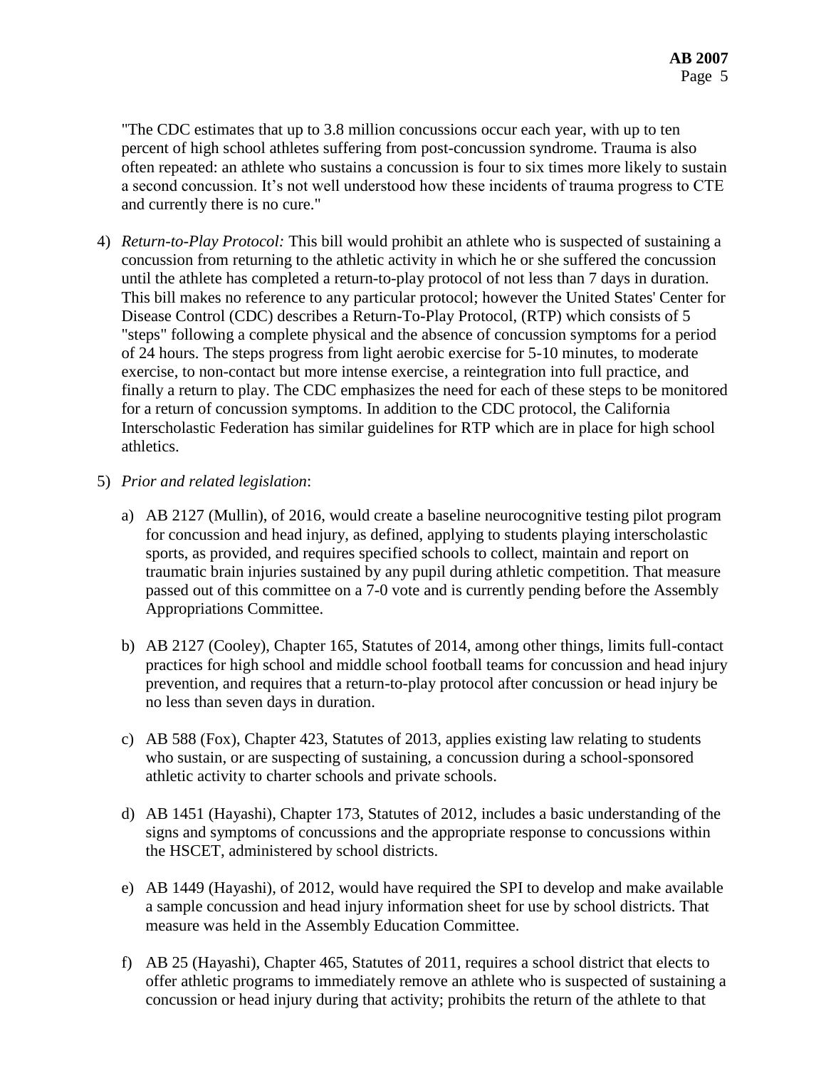"The CDC estimates that up to 3.8 million concussions occur each year, with up to ten percent of high school athletes suffering from post-concussion syndrome. Trauma is also often repeated: an athlete who sustains a concussion is four to six times more likely to sustain a second concussion. It's not well understood how these incidents of trauma progress to CTE and currently there is no cure."

4) *Return-to-Play Protocol:* This bill would prohibit an athlete who is suspected of sustaining a concussion from returning to the athletic activity in which he or she suffered the concussion until the athlete has completed a return-to-play protocol of not less than 7 days in duration. This bill makes no reference to any particular protocol; however the United States' Center for Disease Control (CDC) describes a Return-To-Play Protocol, (RTP) which consists of 5 "steps" following a complete physical and the absence of concussion symptoms for a period of 24 hours. The steps progress from light aerobic exercise for 5-10 minutes, to moderate exercise, to non-contact but more intense exercise, a reintegration into full practice, and finally a return to play. The CDC emphasizes the need for each of these steps to be monitored for a return of concussion symptoms. In addition to the CDC protocol, the California Interscholastic Federation has similar guidelines for RTP which are in place for high school athletics.

5) *Prior and related legislation*:

   a) AB 2127 (Mullin), of 2016, would create a baseline neurocognitive testing pilot program for concussion and head injury, as defined, applying to students playing interscholastic sports, as provided, and requires specified schools to collect, maintain and report on traumatic brain injuries sustained by any pupil during athletic competition. That measure passed out of this committee on a 7-0 vote and is currently pending before the Assembly Appropriations Committee.

   b) AB 2127 (Cooley), Chapter 165, Statutes of 2014, among other things, limits full-contact practices for high school and middle school football teams for concussion and head injury prevention, and requires that a return-to-play protocol after concussion or head injury be no less than seven days in duration.

   c) AB 588 (Fox), Chapter 423, Statutes of 2013, applies existing law relating to students who sustain, or are suspecting of sustaining, a concussion during a school-sponsored athletic activity to charter schools and private schools.

   d) AB 1451 (Hayashi), Chapter 173, Statutes of 2012, includes a basic understanding of the signs and symptoms of concussions and the appropriate response to concussions within the HSCET, administered by school districts.

   e) AB 1449 (Hayashi), of 2012, would have required the SPI to develop and make available a sample concussion and head injury information sheet for use by school districts. That measure was held in the Assembly Education Committee.

   f) AB 25 (Hayashi), Chapter 465, Statutes of 2011, requires a school district that elects to offer athletic programs to immediately remove an athlete who is suspected of sustaining a concussion or head injury during that activity; prohibits the return of the athlete to that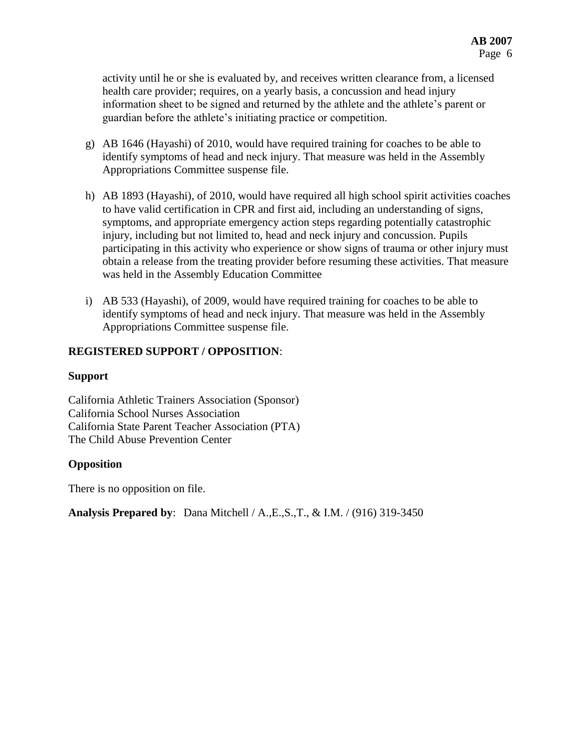activity until he or she is evaluated by, and receives written clearance from, a licensed health care provider; requires, on a yearly basis, a concussion and head injury information sheet to be signed and returned by the athlete and the athlete's parent or guardian before the athlete's initiating practice or competition.

g) AB 1646 (Hayashi) of 2010, would have required training for coaches to be able to identify symptoms of head and neck injury. That measure was held in the Assembly Appropriations Committee suspense file.

h) AB 1893 (Hayashi), of 2010, would have required all high school spirit activities coaches to have valid certification in CPR and first aid, including an understanding of signs, symptoms, and appropriate emergency action steps regarding potentially catastrophic injury, including but not limited to, head and neck injury and concussion. Pupils participating in this activity who experience or show signs of trauma or other injury must obtain a release from the treating provider before resuming these activities. That measure was held in the Assembly Education Committee

i) AB 533 (Hayashi), of 2009, would have required training for coaches to be able to identify symptoms of head and neck injury. That measure was held in the Assembly Appropriations Committee suspense file.

**REGISTERED SUPPORT / OPPOSITION**:

**Support**

California Athletic Trainers Association (Sponsor)
California School Nurses Association
California State Parent Teacher Association (PTA)
The Child Abuse Prevention Center

**Opposition**

There is no opposition on file.

**Analysis Prepared by**: Dana Mitchell / A.,E.,S.,T., & I.M. / (916) 319-3450